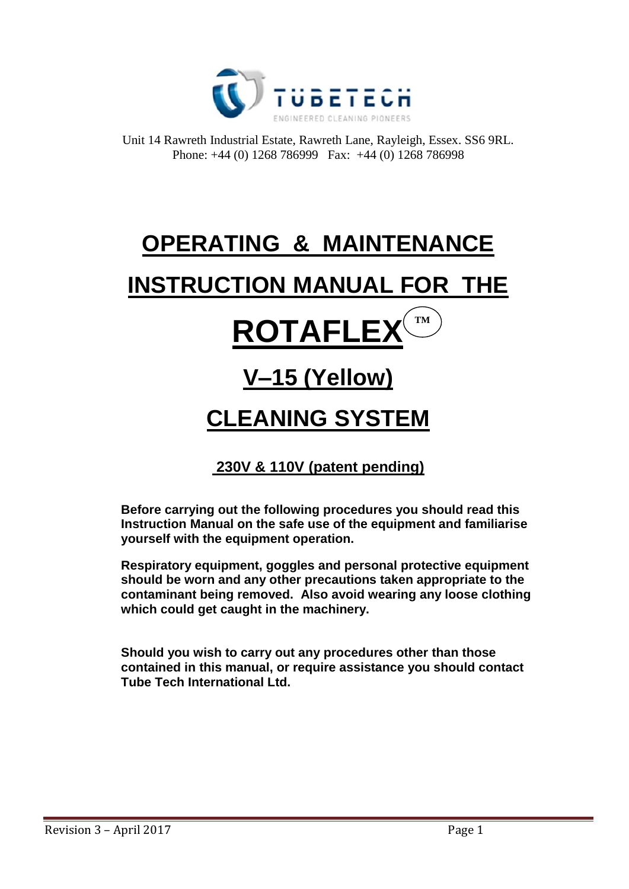TUBETECH

ENGINEERED CLEANING PIONEERS

Unit 14 Rawreth Industrial Estate, Rawreth Lane, Rayleigh, Essex. SS6 9RL.
Phone: +44 (0) 1268 786999 Fax: +44 (0) 1268 786998

# OPERATING & MAINTENANCE INSTRUCTION MANUAL FOR THE ROTAFLEX™

# V–15 (Yellow)

# CLEANING SYSTEM

**230V & 110V (patent pending)**

**Before carrying out the following procedures you should read this Instruction Manual on the safe use of the equipment and familiarise yourself with the equipment operation.**

**Respiratory equipment, goggles and personal protective equipment should be worn and any other precautions taken appropriate to the contaminant being removed. Also avoid wearing any loose clothing which could get caught in the machinery.**

**Should you wish to carry out any procedures other than those contained in this manual, or require assistance you should contact Tube Tech International Ltd.**

Revision 3 – April 2017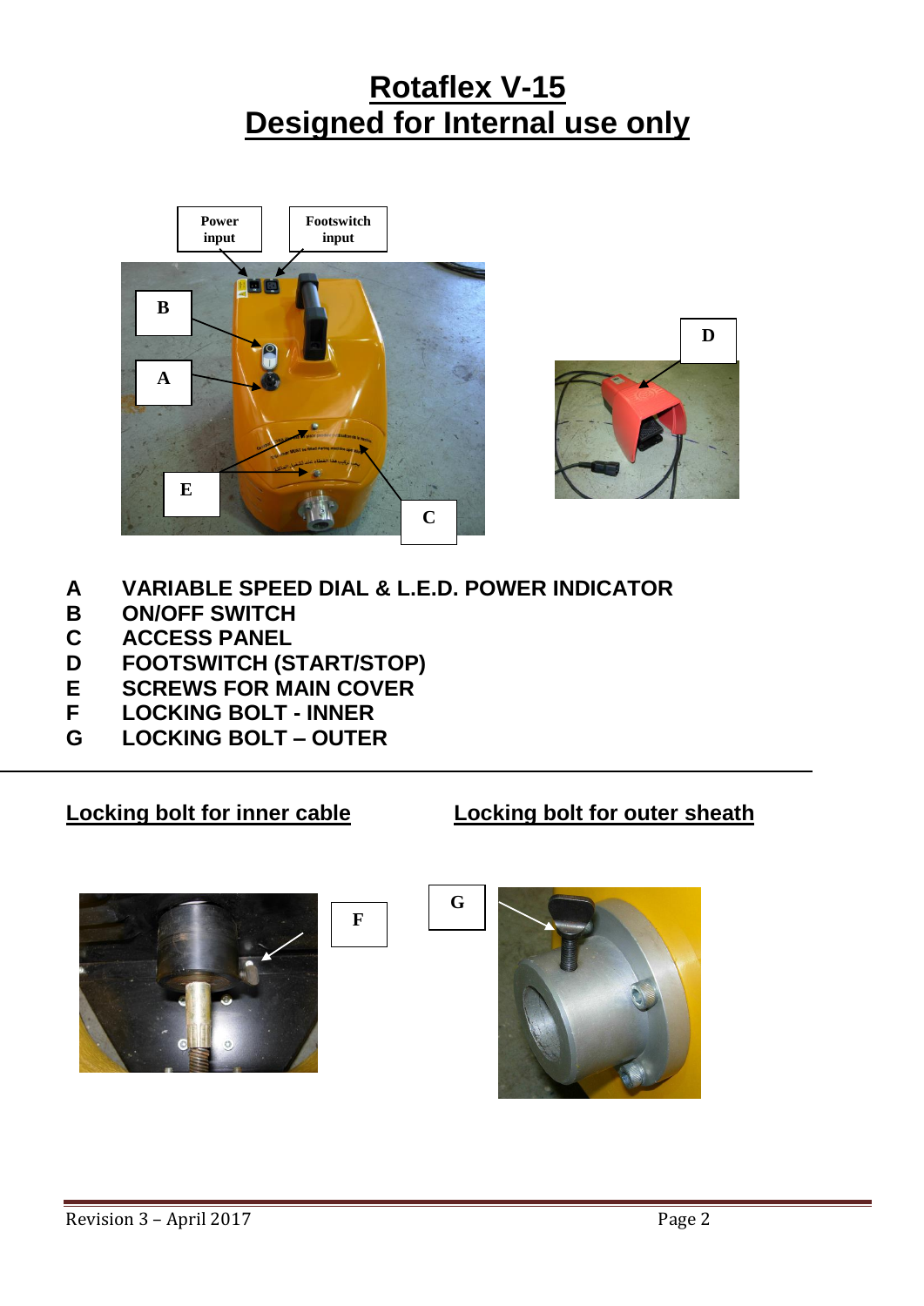# Rotaflex V-15
# Designed for Internal use only

Power input

Footswitch input

A VARIABLE SPEED DIAL & L.E.D. POWER INDICATOR
B ON/OFF SWITCH
C ACCESS PANEL
D FOOTSWITCH (START/STOP)
E SCREWS FOR MAIN COVER
F LOCKING BOLT - INNER
G LOCKING BOLT – OUTER

---

**Locking bolt for inner cable**

F

**Locking bolt for outer sheath**

G

Revision 3 – April 2017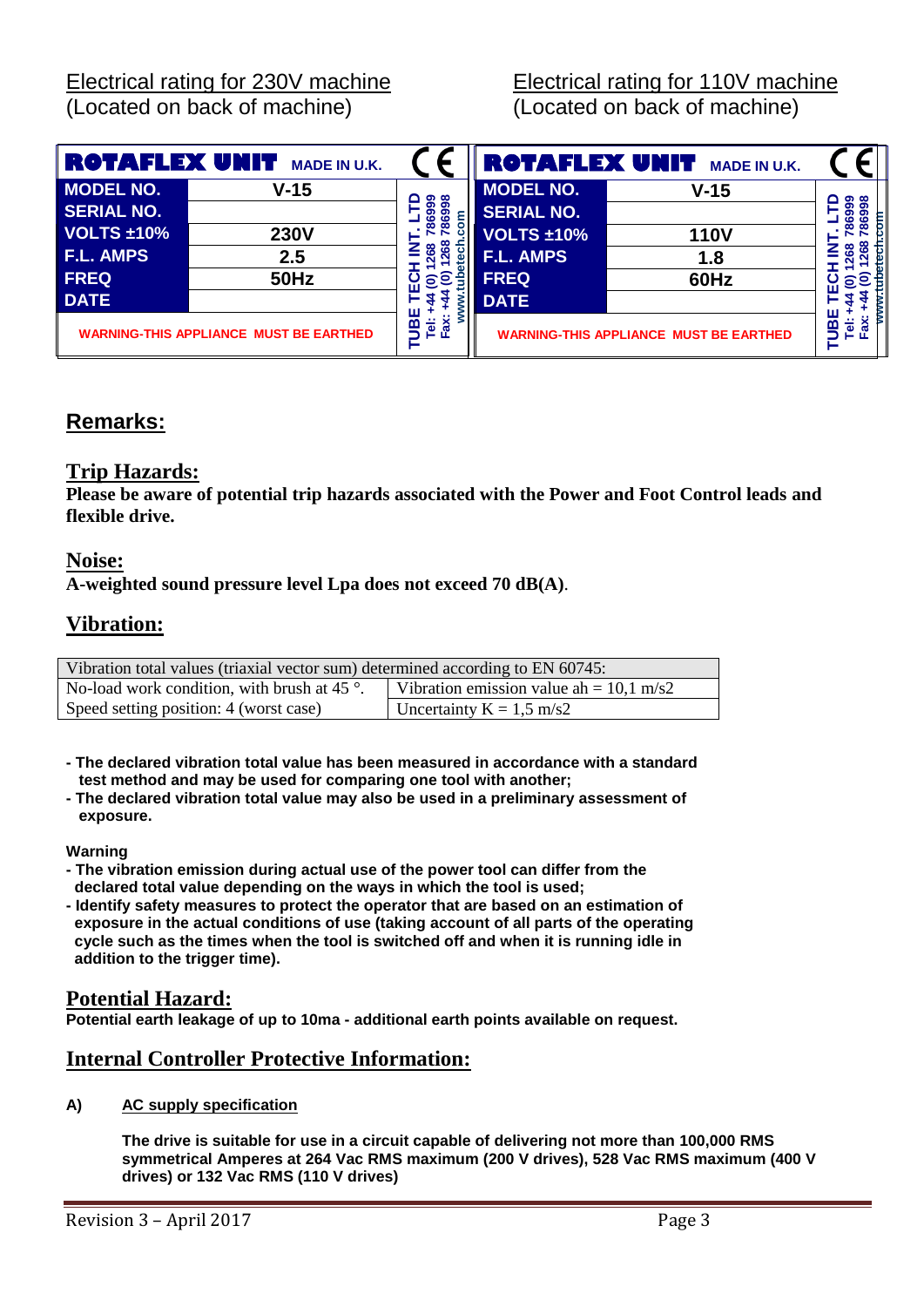Electrical rating for 230V machine
(Located on back of machine)

| ROTAFLEX UNIT | MADE IN U.K. | CE |
|---|---|---|
| MODEL NO. | V-15 | TUBE TECH INT. LTD Tel: +44 (0) 1268 786999 Fax: +44 (0) 1268 786998 www.tubetech.com |
| SERIAL NO. | | |
| VOLTS ±10% | 230V | |
| F.L. AMPS | 2.5 | |
| FREQ | 50Hz | |
| DATE | | |
| WARNING-THIS APPLIANCE MUST BE EARTHED | | |

Electrical rating for 110V machine
(Located on back of machine)

| ROTAFLEX UNIT | MADE IN U.K. | CE |
|---|---|---|
| MODEL NO. | V-15 | TUBE TECH INT. LTD Tel: +44 (0) 1268 786999 Fax: +44 (0) 1268 786998 www.tubetech.com |
| SERIAL NO. | | |
| VOLTS ±10% | 110V | |
| F.L. AMPS | 1.8 | |
| FREQ | 60Hz | |
| DATE | | |
| WARNING-THIS APPLIANCE MUST BE EARTHED | | |

## Remarks:

### Trip Hazards:

**Please be aware of potential trip hazards associated with the Power and Foot Control leads and flexible drive.**

### Noise:

**A-weighted sound pressure level Lpa does not exceed 70 dB(A)**.

### Vibration:

| Vibration total values (triaxial vector sum) determined according to EN 60745: | |
|---|---|
| No-load work condition, with brush at 45 °. | Vibration emission value ah = 10,1 m/s2 |
| Speed setting position: 4 (worst case) | Uncertainty K = 1,5 m/s2 |

- **The declared vibration total value has been measured in accordance with a standard test method and may be used for comparing one tool with another;**
- **The declared vibration total value may also be used in a preliminary assessment of exposure.**

**Warning**

- **The vibration emission during actual use of the power tool can differ from the declared total value depending on the ways in which the tool is used;**
- **Identify safety measures to protect the operator that are based on an estimation of exposure in the actual conditions of use (taking account of all parts of the operating cycle such as the times when the tool is switched off and when it is running idle in addition to the trigger time).**

### Potential Hazard:

**Potential earth leakage of up to 10ma - additional earth points available on request.**

### Internal Controller Protective Information:

**A) AC supply specification**

**The drive is suitable for use in a circuit capable of delivering not more than 100,000 RMS symmetrical Amperes at 264 Vac RMS maximum (200 V drives), 528 Vac RMS maximum (400 V drives) or 132 Vac RMS (110 V drives)**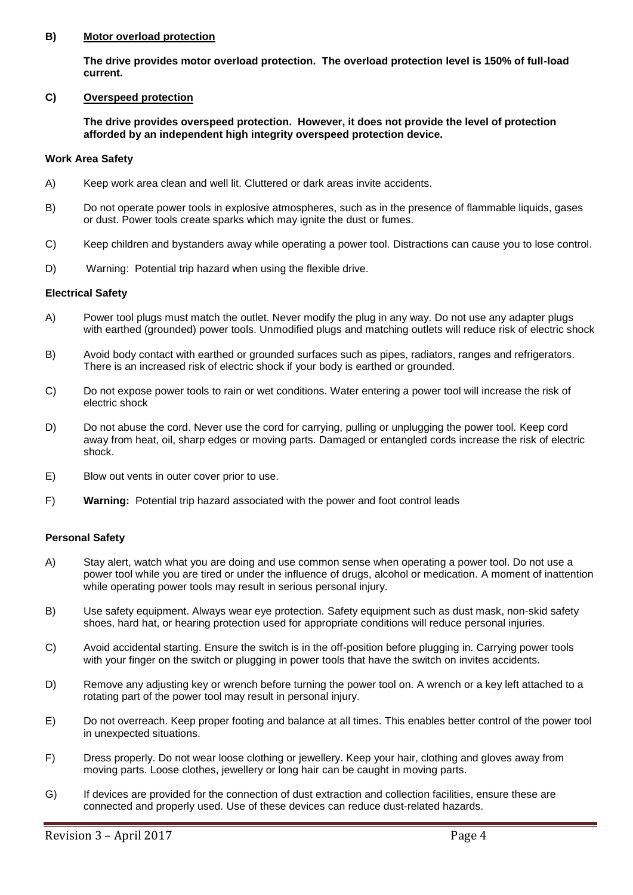**B) Motor overload protection**

**The drive provides motor overload protection. The overload protection level is 150% of full-load current.**

**C) Overspeed protection**

**The drive provides overspeed protection. However, it does not provide the level of protection afforded by an independent high integrity overspeed protection device.**

### Work Area Safety

A) Keep work area clean and well lit. Cluttered or dark areas invite accidents.

B) Do not operate power tools in explosive atmospheres, such as in the presence of flammable liquids, gases or dust. Power tools create sparks which may ignite the dust or fumes.

C) Keep children and bystanders away while operating a power tool. Distractions can cause you to lose control.

D) Warning: Potential trip hazard when using the flexible drive.

### Electrical Safety

A) Power tool plugs must match the outlet. Never modify the plug in any way. Do not use any adapter plugs with earthed (grounded) power tools. Unmodified plugs and matching outlets will reduce risk of electric shock

B) Avoid body contact with earthed or grounded surfaces such as pipes, radiators, ranges and refrigerators. There is an increased risk of electric shock if your body is earthed or grounded.

C) Do not expose power tools to rain or wet conditions. Water entering a power tool will increase the risk of electric shock

D) Do not abuse the cord. Never use the cord for carrying, pulling or unplugging the power tool. Keep cord away from heat, oil, sharp edges or moving parts. Damaged or entangled cords increase the risk of electric shock.

E) Blow out vents in outer cover prior to use.

F) **Warning:** Potential trip hazard associated with the power and foot control leads

### Personal Safety

A) Stay alert, watch what you are doing and use common sense when operating a power tool. Do not use a power tool while you are tired or under the influence of drugs, alcohol or medication. A moment of inattention while operating power tools may result in serious personal injury.

B) Use safety equipment. Always wear eye protection. Safety equipment such as dust mask, non-skid safety shoes, hard hat, or hearing protection used for appropriate conditions will reduce personal injuries.

C) Avoid accidental starting. Ensure the switch is in the off-position before plugging in. Carrying power tools with your finger on the switch or plugging in power tools that have the switch on invites accidents.

D) Remove any adjusting key or wrench before turning the power tool on. A wrench or a key left attached to a rotating part of the power tool may result in personal injury.

E) Do not overreach. Keep proper footing and balance at all times. This enables better control of the power tool in unexpected situations.

F) Dress properly. Do not wear loose clothing or jewellery. Keep your hair, clothing and gloves away from moving parts. Loose clothes, jewellery or long hair can be caught in moving parts.

G) If devices are provided for the connection of dust extraction and collection facilities, ensure these are connected and properly used. Use of these devices can reduce dust-related hazards.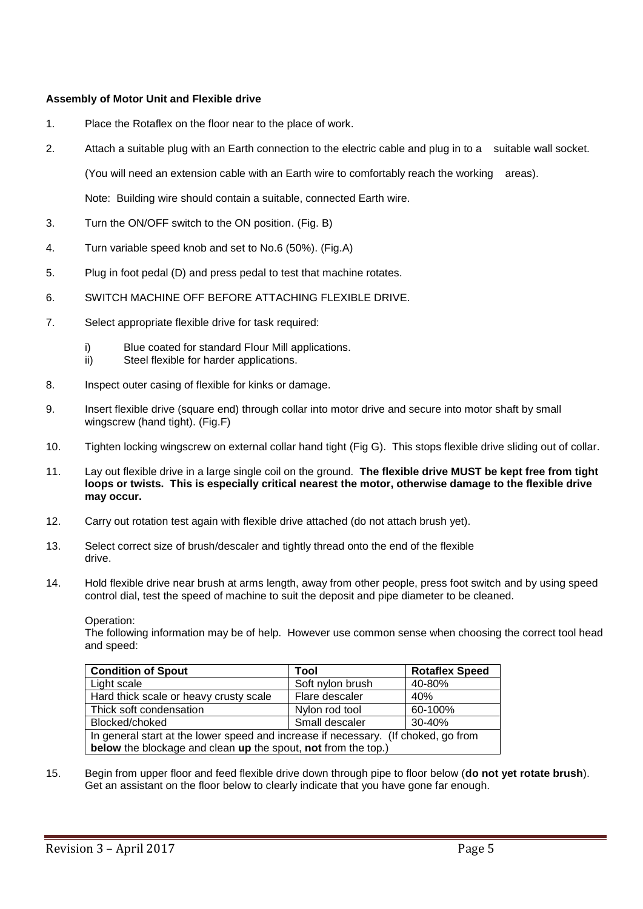**Assembly of Motor Unit and Flexible drive**

1. Place the Rotaflex on the floor near to the place of work.
2. Attach a suitable plug with an Earth connection to the electric cable and plug in to a suitable wall socket.

   (You will need an extension cable with an Earth wire to comfortably reach the working areas).

   Note: Building wire should contain a suitable, connected Earth wire.
3. Turn the ON/OFF switch to the ON position. (Fig. B)
4. Turn variable speed knob and set to No.6 (50%). (Fig.A)
5. Plug in foot pedal (D) and press pedal to test that machine rotates.
6. SWITCH MACHINE OFF BEFORE ATTACHING FLEXIBLE DRIVE.
7. Select appropriate flexible drive for task required:
   - i) Blue coated for standard Flour Mill applications.
   - ii) Steel flexible for harder applications.
8. Inspect outer casing of flexible for kinks or damage.
9. Insert flexible drive (square end) through collar into motor drive and secure into motor shaft by small wingscrew (hand tight). (Fig.F)
10. Tighten locking wingscrew on external collar hand tight (Fig G). This stops flexible drive sliding out of collar.
11. Lay out flexible drive in a large single coil on the ground. **The flexible drive MUST be kept free from tight loops or twists. This is especially critical nearest the motor, otherwise damage to the flexible drive may occur.**
12. Carry out rotation test again with flexible drive attached (do not attach brush yet).
13. Select correct size of brush/descaler and tightly thread onto the end of the flexible drive.
14. Hold flexible drive near brush at arms length, away from other people, press foot switch and by using speed control dial, test the speed of machine to suit the deposit and pipe diameter to be cleaned.

    Operation:
    The following information may be of help. However use common sense when choosing the correct tool head and speed:

    | Condition of Spout | Tool | Rotaflex Speed |
    |---|---|---|
    | Light scale | Soft nylon brush | 40-80% |
    | Hard thick scale or heavy crusty scale | Flare descaler | 40% |
    | Thick soft condensation | Nylon rod tool | 60-100% |
    | Blocked/choked | Small descaler | 30-40% |
    | In general start at the lower speed and increase if necessary. (If choked, go from **below** the blockage and clean **up** the spout, **not** from the top.) | | |

15. Begin from upper floor and feed flexible drive down through pipe to floor below (**do not yet rotate brush**). Get an assistant on the floor below to clearly indicate that you have gone far enough.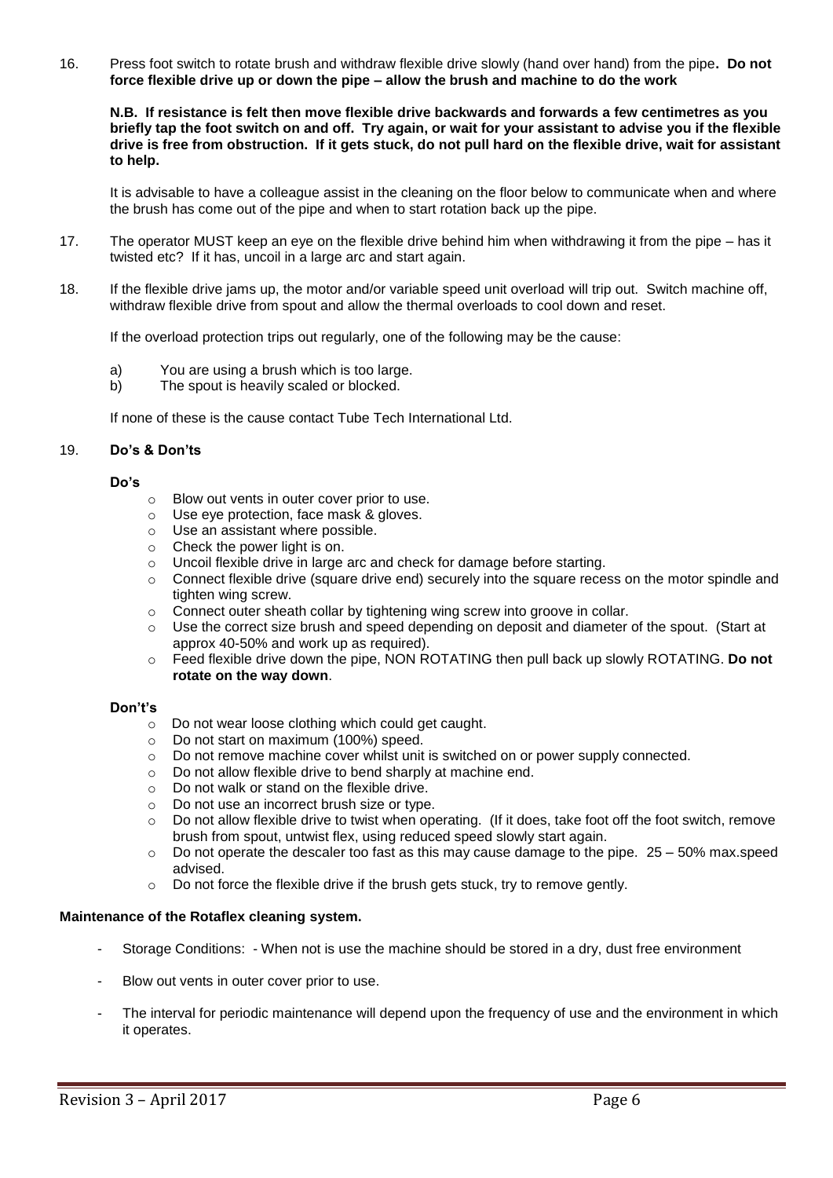16. Press foot switch to rotate brush and withdraw flexible drive slowly (hand over hand) from the pipe**. Do not force flexible drive up or down the pipe – allow the brush and machine to do the work**

    **N.B. If resistance is felt then move flexible drive backwards and forwards a few centimetres as you briefly tap the foot switch on and off. Try again, or wait for your assistant to advise you if the flexible drive is free from obstruction. If it gets stuck, do not pull hard on the flexible drive, wait for assistant to help.**

    It is advisable to have a colleague assist in the cleaning on the floor below to communicate when and where the brush has come out of the pipe and when to start rotation back up the pipe.

17. The operator MUST keep an eye on the flexible drive behind him when withdrawing it from the pipe – has it twisted etc? If it has, uncoil in a large arc and start again.

18. If the flexible drive jams up, the motor and/or variable speed unit overload will trip out. Switch machine off, withdraw flexible drive from spout and allow the thermal overloads to cool down and reset.

    If the overload protection trips out regularly, one of the following may be the cause:

    a) You are using a brush which is too large.
    b) The spout is heavily scaled or blocked.

    If none of these is the cause contact Tube Tech International Ltd.

19. **Do's & Don'ts**

**Do's**

- Blow out vents in outer cover prior to use.
- Use eye protection, face mask & gloves.
- Use an assistant where possible.
- Check the power light is on.
- Uncoil flexible drive in large arc and check for damage before starting.
- Connect flexible drive (square drive end) securely into the square recess on the motor spindle and tighten wing screw.
- Connect outer sheath collar by tightening wing screw into groove in collar.
- Use the correct size brush and speed depending on deposit and diameter of the spout. (Start at approx 40-50% and work up as required).
- Feed flexible drive down the pipe, NON ROTATING then pull back up slowly ROTATING. **Do not rotate on the way down**.

**Don't's**

- Do not wear loose clothing which could get caught.
- Do not start on maximum (100%) speed.
- Do not remove machine cover whilst unit is switched on or power supply connected.
- Do not allow flexible drive to bend sharply at machine end.
- Do not walk or stand on the flexible drive.
- Do not use an incorrect brush size or type.
- Do not allow flexible drive to twist when operating. (If it does, take foot off the foot switch, remove brush from spout, untwist flex, using reduced speed slowly start again.
- Do not operate the descaler too fast as this may cause damage to the pipe. 25 – 50% max.speed advised.
- Do not force the flexible drive if the brush gets stuck, try to remove gently.

**Maintenance of the Rotaflex cleaning system.**

- Storage Conditions: - When not is use the machine should be stored in a dry, dust free environment
- Blow out vents in outer cover prior to use.
- The interval for periodic maintenance will depend upon the frequency of use and the environment in which it operates.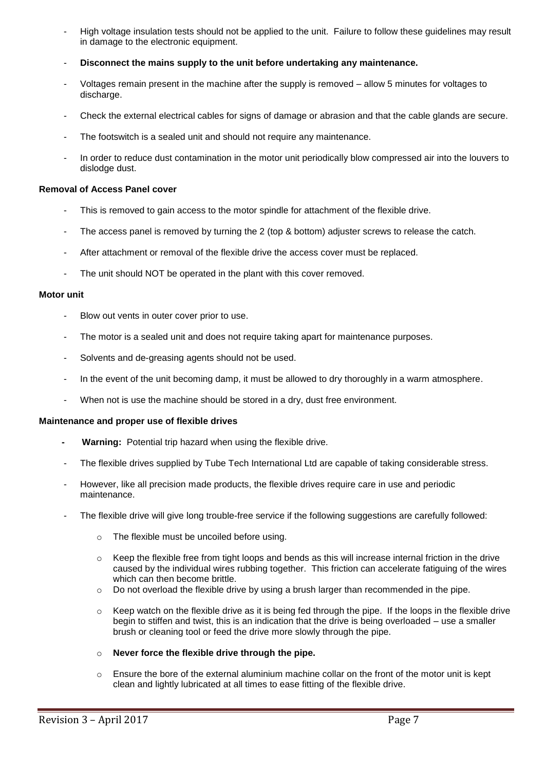- High voltage insulation tests should not be applied to the unit. Failure to follow these guidelines may result in damage to the electronic equipment.
- **Disconnect the mains supply to the unit before undertaking any maintenance.**
- Voltages remain present in the machine after the supply is removed – allow 5 minutes for voltages to discharge.
- Check the external electrical cables for signs of damage or abrasion and that the cable glands are secure.
- The footswitch is a sealed unit and should not require any maintenance.
- In order to reduce dust contamination in the motor unit periodically blow compressed air into the louvers to dislodge dust.

**Removal of Access Panel cover**

- This is removed to gain access to the motor spindle for attachment of the flexible drive.
- The access panel is removed by turning the 2 (top & bottom) adjuster screws to release the catch.
- After attachment or removal of the flexible drive the access cover must be replaced.
- The unit should NOT be operated in the plant with this cover removed.

**Motor unit**

- Blow out vents in outer cover prior to use.
- The motor is a sealed unit and does not require taking apart for maintenance purposes.
- Solvents and de-greasing agents should not be used.
- In the event of the unit becoming damp, it must be allowed to dry thoroughly in a warm atmosphere.
- When not is use the machine should be stored in a dry, dust free environment.

**Maintenance and proper use of flexible drives**

- **Warning:** Potential trip hazard when using the flexible drive.
- The flexible drives supplied by Tube Tech International Ltd are capable of taking considerable stress.
- However, like all precision made products, the flexible drives require care in use and periodic maintenance.
- The flexible drive will give long trouble-free service if the following suggestions are carefully followed:
    - The flexible must be uncoiled before using.
    - Keep the flexible free from tight loops and bends as this will increase internal friction in the drive caused by the individual wires rubbing together. This friction can accelerate fatiguing of the wires which can then become brittle.
    - Do not overload the flexible drive by using a brush larger than recommended in the pipe.
    - Keep watch on the flexible drive as it is being fed through the pipe. If the loops in the flexible drive begin to stiffen and twist, this is an indication that the drive is being overloaded – use a smaller brush or cleaning tool or feed the drive more slowly through the pipe.
    - **Never force the flexible drive through the pipe.**
    - Ensure the bore of the external aluminium machine collar on the front of the motor unit is kept clean and lightly lubricated at all times to ease fitting of the flexible drive.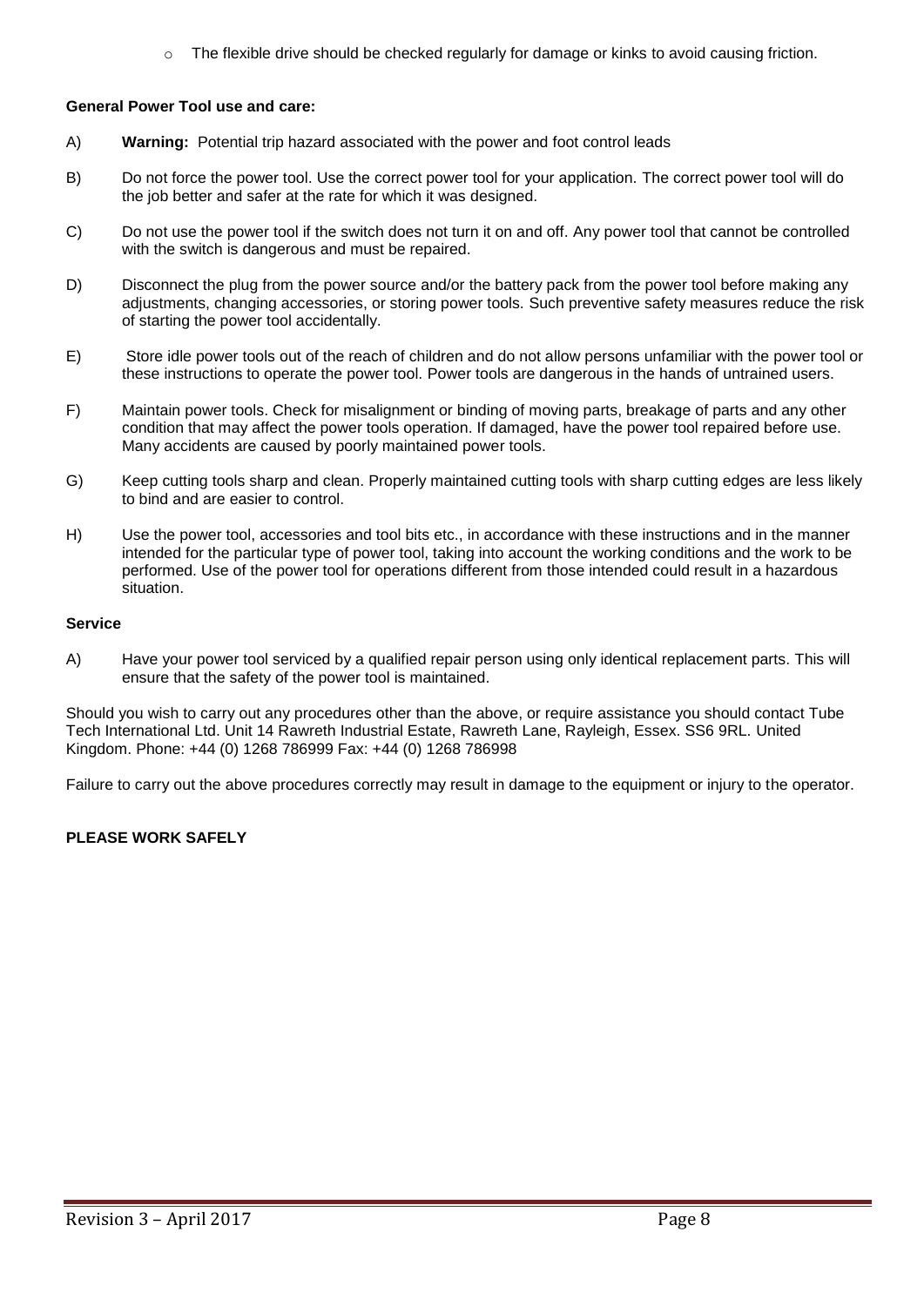- The flexible drive should be checked regularly for damage or kinks to avoid causing friction.

**General Power Tool use and care:**

A) **Warning:** Potential trip hazard associated with the power and foot control leads

B) Do not force the power tool. Use the correct power tool for your application. The correct power tool will do the job better and safer at the rate for which it was designed.

C) Do not use the power tool if the switch does not turn it on and off. Any power tool that cannot be controlled with the switch is dangerous and must be repaired.

D) Disconnect the plug from the power source and/or the battery pack from the power tool before making any adjustments, changing accessories, or storing power tools. Such preventive safety measures reduce the risk of starting the power tool accidentally.

E) Store idle power tools out of the reach of children and do not allow persons unfamiliar with the power tool or these instructions to operate the power tool. Power tools are dangerous in the hands of untrained users.

F) Maintain power tools. Check for misalignment or binding of moving parts, breakage of parts and any other condition that may affect the power tools operation. If damaged, have the power tool repaired before use. Many accidents are caused by poorly maintained power tools.

G) Keep cutting tools sharp and clean. Properly maintained cutting tools with sharp cutting edges are less likely to bind and are easier to control.

H) Use the power tool, accessories and tool bits etc., in accordance with these instructions and in the manner intended for the particular type of power tool, taking into account the working conditions and the work to be performed. Use of the power tool for operations different from those intended could result in a hazardous situation.

**Service**

A) Have your power tool serviced by a qualified repair person using only identical replacement parts. This will ensure that the safety of the power tool is maintained.

Should you wish to carry out any procedures other than the above, or require assistance you should contact Tube Tech International Ltd. Unit 14 Rawreth Industrial Estate, Rawreth Lane, Rayleigh, Essex. SS6 9RL. United Kingdom. Phone: +44 (0) 1268 786999 Fax: +44 (0) 1268 786998

Failure to carry out the above procedures correctly may result in damage to the equipment or injury to the operator.

**PLEASE WORK SAFELY**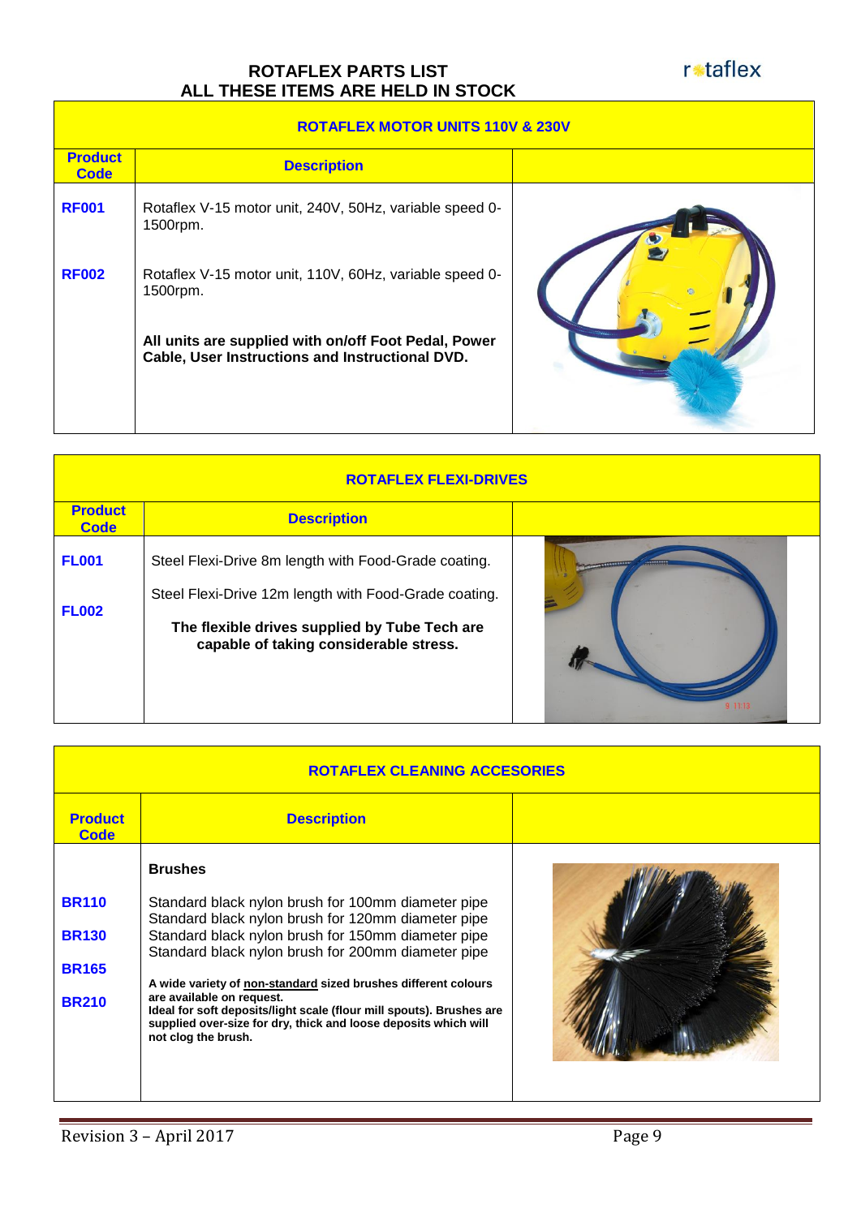# ROTAFLEX PARTS LIST
## ALL THESE ITEMS ARE HELD IN STOCK

### ROTAFLEX MOTOR UNITS 110V & 230V

| Product Code | Description |
|---|---|
| **RF001** | Rotaflex V-15 motor unit, 240V, 50Hz, variable speed 0-1500rpm. |
| **RF002** | Rotaflex V-15 motor unit, 110V, 60Hz, variable speed 0-1500rpm. |
| | **All units are supplied with on/off Foot Pedal, Power Cable, User Instructions and Instructional DVD.** |

### ROTAFLEX FLEXI-DRIVES

| Product Code | Description |
|---|---|
| **FL001** | Steel Flexi-Drive 8m length with Food-Grade coating. |
| **FL002** | Steel Flexi-Drive 12m length with Food-Grade coating. |
| | **The flexible drives supplied by Tube Tech are capable of taking considerable stress.** |

### ROTAFLEX CLEANING ACCESORIES

| Product Code | Description |
|---|---|
| | **Brushes** |
| **BR110** | Standard black nylon brush for 100mm diameter pipe |
| **BR130** | Standard black nylon brush for 120mm diameter pipe |
| **BR165** | Standard black nylon brush for 150mm diameter pipe |
| **BR210** | Standard black nylon brush for 200mm diameter pipe |
| | **A wide variety of non-standard sized brushes different colours are available on request.** **Ideal for soft deposits/light scale (flour mill spouts). Brushes are supplied over-size for dry, thick and loose deposits which will not clog the brush.** |

Revision 3 – April 2017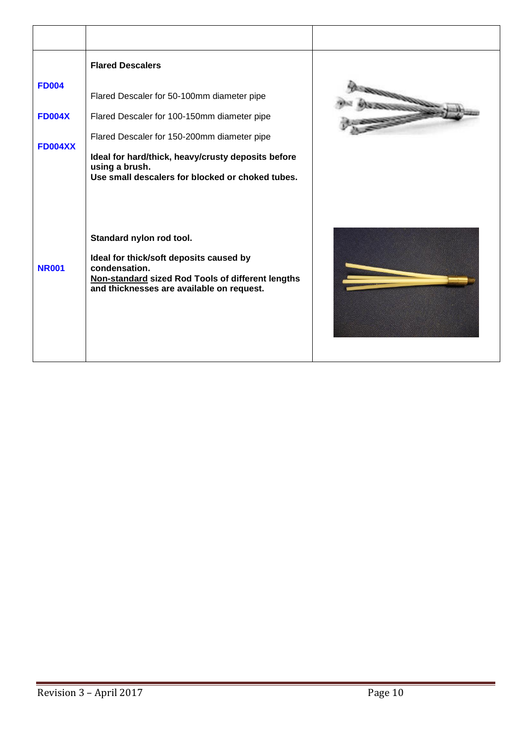| | | |
|---|---|---|
| | | |
| **FD004**<br><br>**FD004X**<br><br>**FD004XX** | **Flared Descalers**<br><br>Flared Descaler for 50-100mm diameter pipe<br><br>Flared Descaler for 100-150mm diameter pipe<br><br>Flared Descaler for 150-200mm diameter pipe<br><br>**Ideal for hard/thick, heavy/crusty deposits before using a brush.**<br>**Use small descalers for blocked or choked tubes.** | |
| **NR001** | **Standard nylon rod tool.**<br><br>**Ideal for thick/soft deposits caused by condensation.**<br>**Non-standard sized Rod Tools of different lengths and thicknesses are available on request.** | |